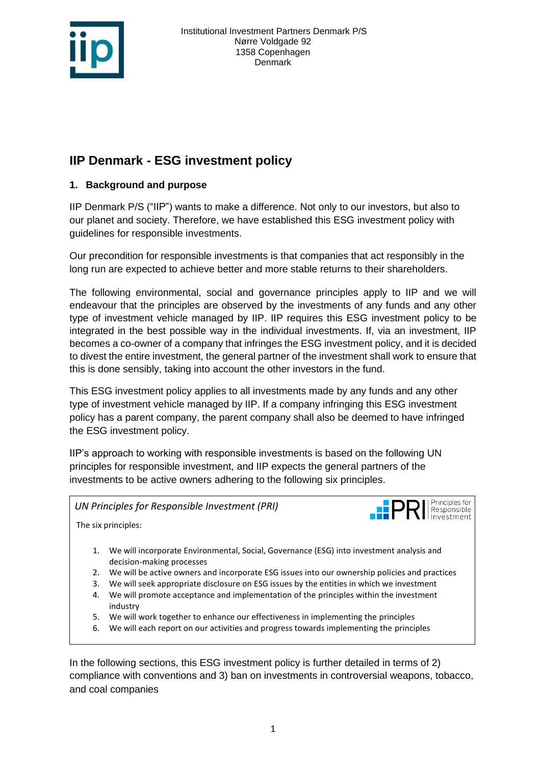Institutional Investment Partners Denmark P/S
Nørre Voldgade 92
1358 Copenhagen
Denmark

# IIP Denmark - ESG investment policy

## 1. Background and purpose

IIP Denmark P/S ("IIP") wants to make a difference. Not only to our investors, but also to our planet and society. Therefore, we have established this ESG investment policy with guidelines for responsible investments.

Our precondition for responsible investments is that companies that act responsibly in the long run are expected to achieve better and more stable returns to their shareholders.

The following environmental, social and governance principles apply to IIP and we will endeavour that the principles are observed by the investments of any funds and any other type of investment vehicle managed by IIP. IIP requires this ESG investment policy to be integrated in the best possible way in the individual investments. If, via an investment, IIP becomes a co-owner of a company that infringes the ESG investment policy, and it is decided to divest the entire investment, the general partner of the investment shall work to ensure that this is done sensibly, taking into account the other investors in the fund.

This ESG investment policy applies to all investments made by any funds and any other type of investment vehicle managed by IIP. If a company infringing this ESG investment policy has a parent company, the parent company shall also be deemed to have infringed the ESG investment policy.

IIP's approach to working with responsible investments is based on the following UN principles for responsible investment, and IIP expects the general partners of the investments to be active owners adhering to the following six principles.

> *UN Principles for Responsible Investment (PRI)*
>
> PRI Principles for Responsible Investment
>
> The six principles:
>
> 1. We will incorporate Environmental, Social, Governance (ESG) into investment analysis and decision-making processes
> 2. We will be active owners and incorporate ESG issues into our ownership policies and practices
> 3. We will seek appropriate disclosure on ESG issues by the entities in which we investment
> 4. We will promote acceptance and implementation of the principles within the investment industry
> 5. We will work together to enhance our effectiveness in implementing the principles
> 6. We will each report on our activities and progress towards implementing the principles

In the following sections, this ESG investment policy is further detailed in terms of 2) compliance with conventions and 3) ban on investments in controversial weapons, tobacco, and coal companies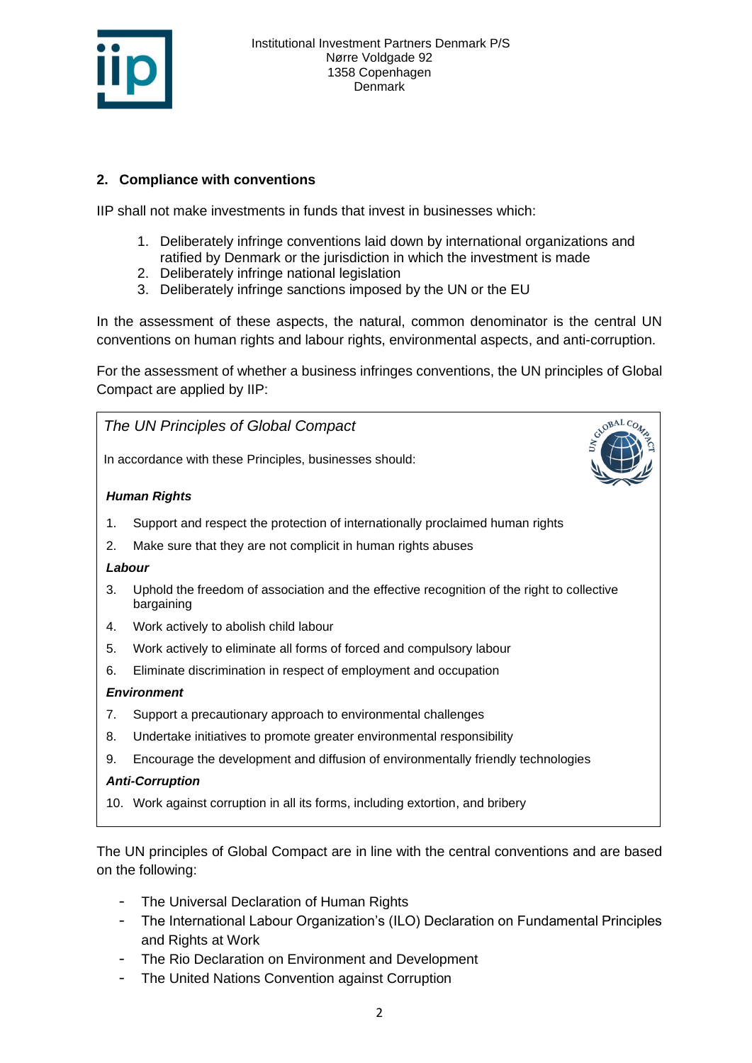## 2. Compliance with conventions

IIP shall not make investments in funds that invest in businesses which:

1. Deliberately infringe conventions laid down by international organizations and ratified by Denmark or the jurisdiction in which the investment is made
2. Deliberately infringe national legislation
3. Deliberately infringe sanctions imposed by the UN or the EU

In the assessment of these aspects, the natural, common denominator is the central UN conventions on human rights and labour rights, environmental aspects, and anti-corruption.

For the assessment of whether a business infringes conventions, the UN principles of Global Compact are applied by IIP:

> *The UN Principles of Global Compact*
>
> In accordance with these Principles, businesses should:
>
> ***Human Rights***
>
> 1. Support and respect the protection of internationally proclaimed human rights
> 2. Make sure that they are not complicit in human rights abuses
>
> ***Labour***
>
> 3. Uphold the freedom of association and the effective recognition of the right to collective bargaining
> 4. Work actively to abolish child labour
> 5. Work actively to eliminate all forms of forced and compulsory labour
> 6. Eliminate discrimination in respect of employment and occupation
>
> ***Environment***
>
> 7. Support a precautionary approach to environmental challenges
> 8. Undertake initiatives to promote greater environmental responsibility
> 9. Encourage the development and diffusion of environmentally friendly technologies
>
> ***Anti-Corruption***
>
> 10. Work against corruption in all its forms, including extortion, and bribery

The UN principles of Global Compact are in line with the central conventions and are based on the following:

- The Universal Declaration of Human Rights
- The International Labour Organization's (ILO) Declaration on Fundamental Principles and Rights at Work
- The Rio Declaration on Environment and Development
- The United Nations Convention against Corruption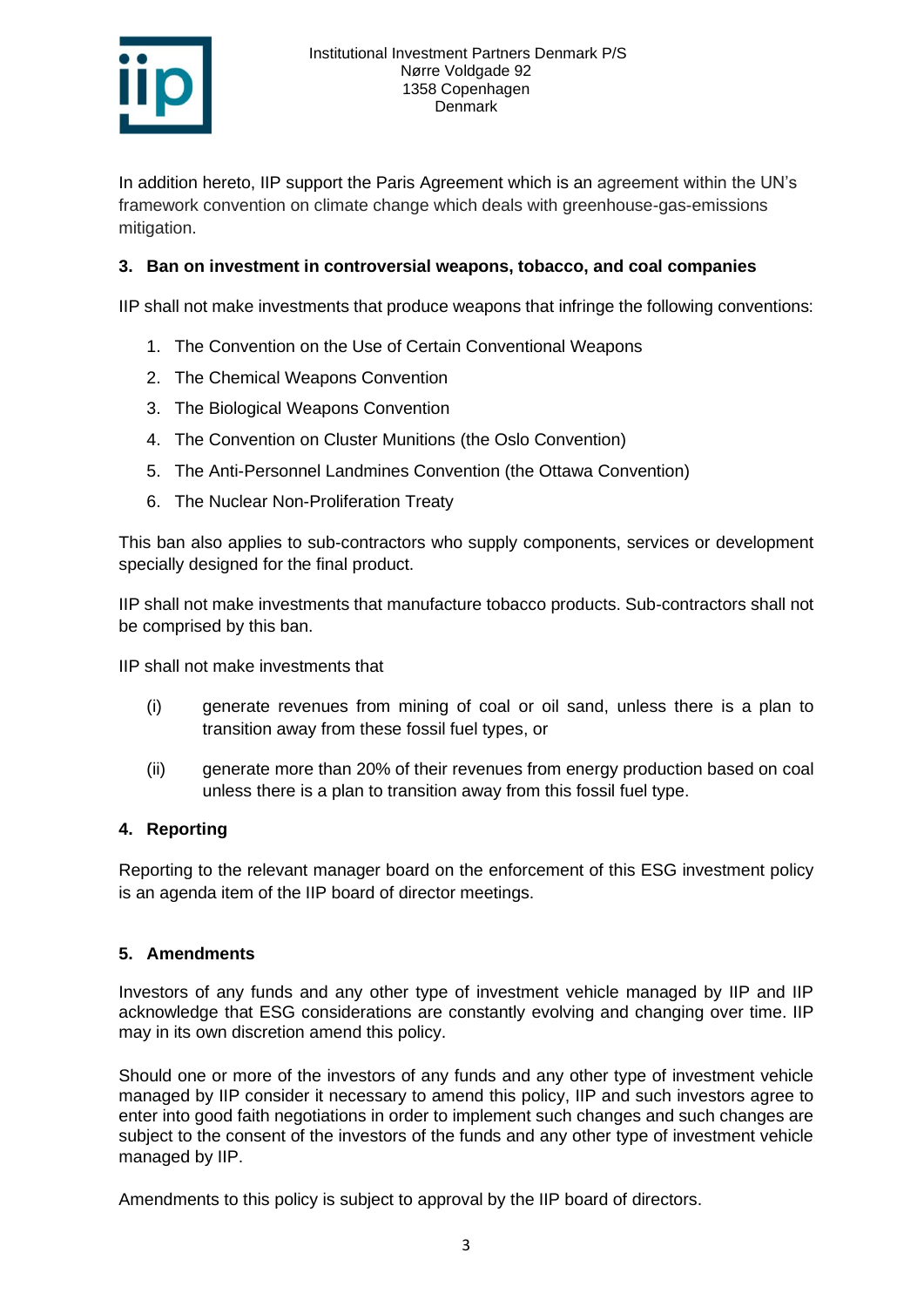In addition hereto, IIP support the Paris Agreement which is an agreement within the UN's framework convention on climate change which deals with greenhouse-gas-emissions mitigation.

## 3. Ban on investment in controversial weapons, tobacco, and coal companies

IIP shall not make investments that produce weapons that infringe the following conventions:

1. The Convention on the Use of Certain Conventional Weapons
2. The Chemical Weapons Convention
3. The Biological Weapons Convention
4. The Convention on Cluster Munitions (the Oslo Convention)
5. The Anti-Personnel Landmines Convention (the Ottawa Convention)
6. The Nuclear Non-Proliferation Treaty

This ban also applies to sub-contractors who supply components, services or development specially designed for the final product.

IIP shall not make investments that manufacture tobacco products. Sub-contractors shall not be comprised by this ban.

IIP shall not make investments that

(i) generate revenues from mining of coal or oil sand, unless there is a plan to transition away from these fossil fuel types, or

(ii) generate more than 20% of their revenues from energy production based on coal unless there is a plan to transition away from this fossil fuel type.

## 4. Reporting

Reporting to the relevant manager board on the enforcement of this ESG investment policy is an agenda item of the IIP board of director meetings.

## 5. Amendments

Investors of any funds and any other type of investment vehicle managed by IIP and IIP acknowledge that ESG considerations are constantly evolving and changing over time. IIP may in its own discretion amend this policy.

Should one or more of the investors of any funds and any other type of investment vehicle managed by IIP consider it necessary to amend this policy, IIP and such investors agree to enter into good faith negotiations in order to implement such changes and such changes are subject to the consent of the investors of the funds and any other type of investment vehicle managed by IIP.

Amendments to this policy is subject to approval by the IIP board of directors.